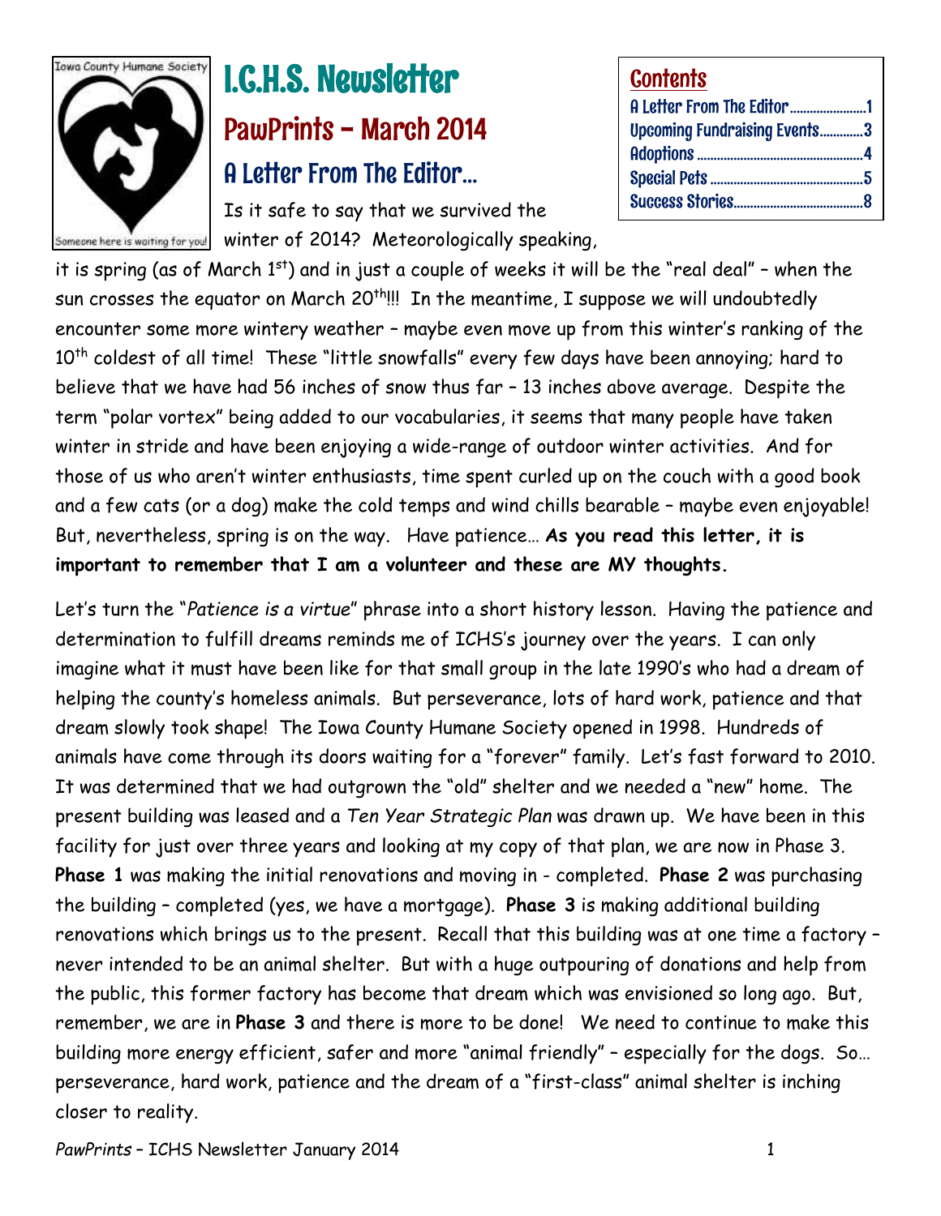Iowa County Humane Society

Someone here is waiting for you!

# I.C.H.S. Newsletter

## PawPrints – March 2014

### Contents

| | |
|---|---|
| A Letter From The Editor | 1 |
| Upcoming Fundraising Events | 3 |
| Adoptions | 4 |
| Special Pets | 5 |
| Success Stories | 8 |

## A Letter From The Editor…

Is it safe to say that we survived the winter of 2014? Meteorologically speaking, it is spring (as of March 1st) and in just a couple of weeks it will be the "real deal" – when the sun crosses the equator on March 20th!!! In the meantime, I suppose we will undoubtedly encounter some more wintery weather – maybe even move up from this winter's ranking of the 10th coldest of all time! These "little snowfalls" every few days have been annoying; hard to believe that we have had 56 inches of snow thus far – 13 inches above average. Despite the term "polar vortex" being added to our vocabularies, it seems that many people have taken winter in stride and have been enjoying a wide-range of outdoor winter activities. And for those of us who aren't winter enthusiasts, time spent curled up on the couch with a good book and a few cats (or a dog) make the cold temps and wind chills bearable – maybe even enjoyable! But, nevertheless, spring is on the way. Have patience… **As you read this letter, it is important to remember that I am a volunteer and these are MY thoughts.**

Let's turn the "*Patience is a virtue*" phrase into a short history lesson. Having the patience and determination to fulfill dreams reminds me of ICHS's journey over the years. I can only imagine what it must have been like for that small group in the late 1990's who had a dream of helping the county's homeless animals. But perseverance, lots of hard work, patience and that dream slowly took shape! The Iowa County Humane Society opened in 1998. Hundreds of animals have come through its doors waiting for a "forever" family. Let's fast forward to 2010. It was determined that we had outgrown the "old" shelter and we needed a "new" home. The present building was leased and a *Ten Year Strategic Plan* was drawn up. We have been in this facility for just over three years and looking at my copy of that plan, we are now in Phase 3. **Phase 1** was making the initial renovations and moving in - completed. **Phase 2** was purchasing the building – completed (yes, we have a mortgage). **Phase 3** is making additional building renovations which brings us to the present. Recall that this building was at one time a factory – never intended to be an animal shelter. But with a huge outpouring of donations and help from the public, this former factory has become that dream which was envisioned so long ago. But, remember, we are in **Phase 3** and there is more to be done! We need to continue to make this building more energy efficient, safer and more "animal friendly" – especially for the dogs. So… perseverance, hard work, patience and the dream of a "first-class" animal shelter is inching closer to reality.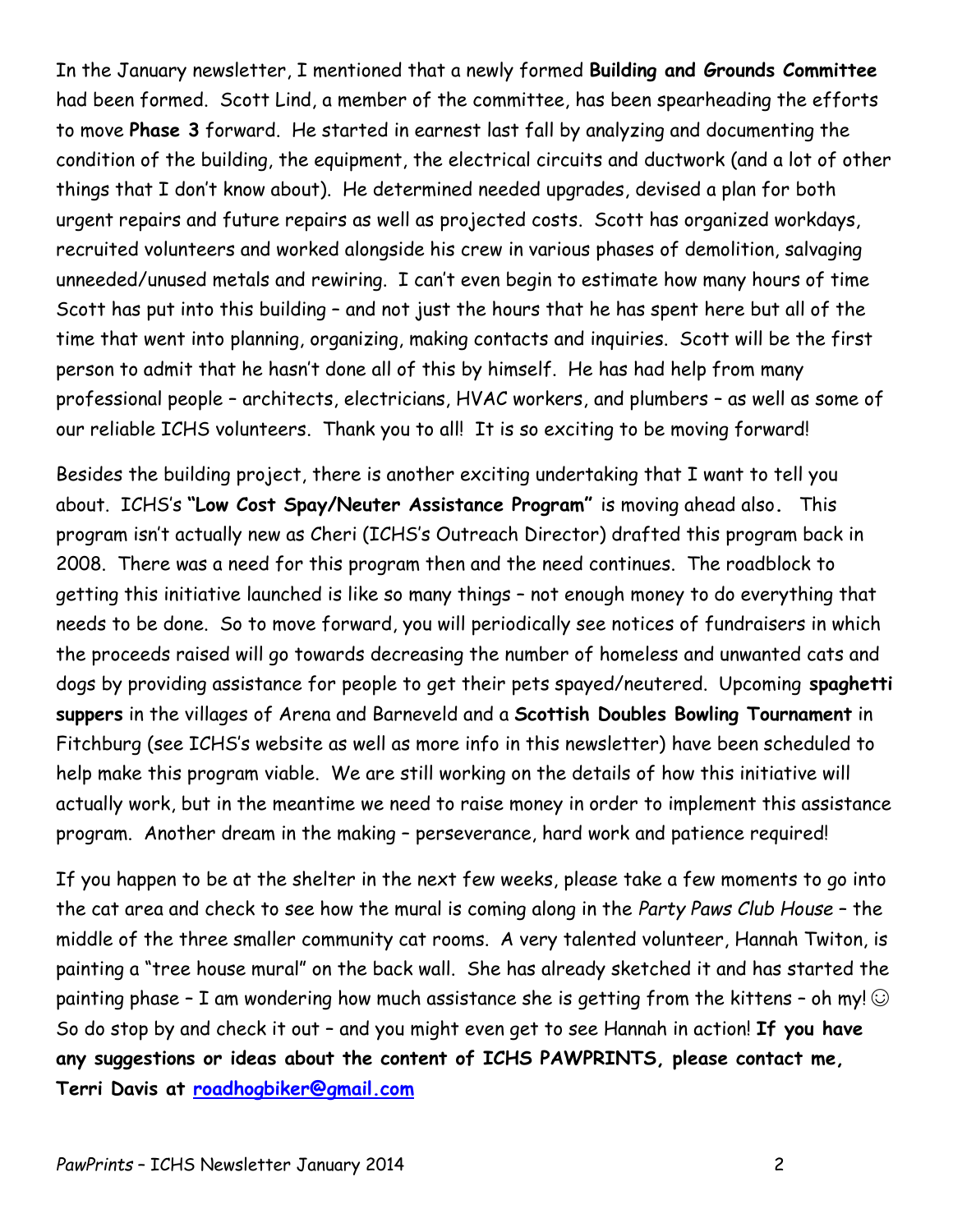In the January newsletter, I mentioned that a newly formed **Building and Grounds Committee** had been formed. Scott Lind, a member of the committee, has been spearheading the efforts to move **Phase 3** forward. He started in earnest last fall by analyzing and documenting the condition of the building, the equipment, the electrical circuits and ductwork (and a lot of other things that I don't know about). He determined needed upgrades, devised a plan for both urgent repairs and future repairs as well as projected costs. Scott has organized workdays, recruited volunteers and worked alongside his crew in various phases of demolition, salvaging unneeded/unused metals and rewiring. I can't even begin to estimate how many hours of time Scott has put into this building – and not just the hours that he has spent here but all of the time that went into planning, organizing, making contacts and inquiries. Scott will be the first person to admit that he hasn't done all of this by himself. He has had help from many professional people – architects, electricians, HVAC workers, and plumbers – as well as some of our reliable ICHS volunteers. Thank you to all! It is so exciting to be moving forward!

Besides the building project, there is another exciting undertaking that I want to tell you about. ICHS's **"Low Cost Spay/Neuter Assistance Program"** is moving ahead also**.** This program isn't actually new as Cheri (ICHS's Outreach Director) drafted this program back in 2008. There was a need for this program then and the need continues. The roadblock to getting this initiative launched is like so many things – not enough money to do everything that needs to be done. So to move forward, you will periodically see notices of fundraisers in which the proceeds raised will go towards decreasing the number of homeless and unwanted cats and dogs by providing assistance for people to get their pets spayed/neutered. Upcoming **spaghetti suppers** in the villages of Arena and Barneveld and a **Scottish Doubles Bowling Tournament** in Fitchburg (see ICHS's website as well as more info in this newsletter) have been scheduled to help make this program viable. We are still working on the details of how this initiative will actually work, but in the meantime we need to raise money in order to implement this assistance program. Another dream in the making – perseverance, hard work and patience required!

If you happen to be at the shelter in the next few weeks, please take a few moments to go into the cat area and check to see how the mural is coming along in the *Party Paws Club House* – the middle of the three smaller community cat rooms. A very talented volunteer, Hannah Twiton, is painting a "tree house mural" on the back wall. She has already sketched it and has started the painting phase – I am wondering how much assistance she is getting from the kittens – oh my! ☺ So do stop by and check it out – and you might even get to see Hannah in action! **If you have any suggestions or ideas about the content of ICHS PAWPRINTS, please contact me, Terri Davis at [roadhogbiker@gmail.com](mailto:roadhogbiker@gmail.com)**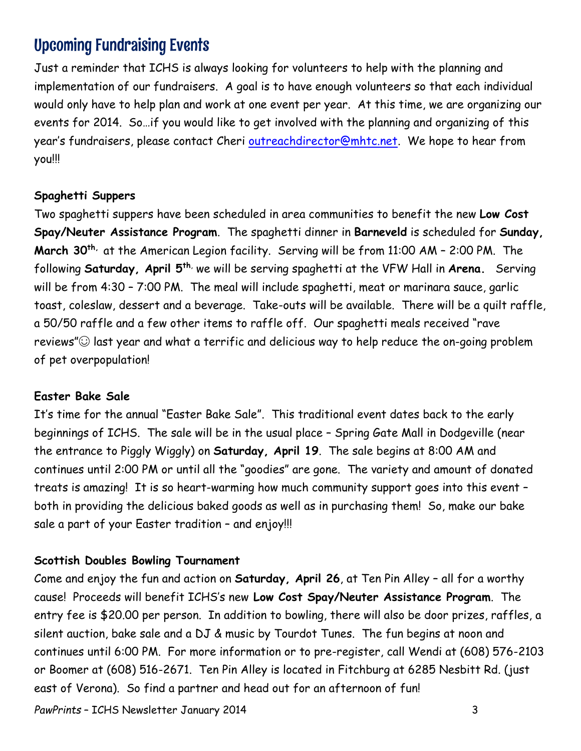# Upcoming Fundraising Events

Just a reminder that ICHS is always looking for volunteers to help with the planning and implementation of our fundraisers. A goal is to have enough volunteers so that each individual would only have to help plan and work at one event per year. At this time, we are organizing our events for 2014. So…if you would like to get involved with the planning and organizing of this year's fundraisers, please contact Cheri outreachdirector@mhtc.net. We hope to hear from you!!!

**Spaghetti Suppers**

Two spaghetti suppers have been scheduled in area communities to benefit the new **Low Cost Spay/Neuter Assistance Program**. The spaghetti dinner in **Barneveld** is scheduled for **Sunday, March 30th,** at the American Legion facility. Serving will be from 11:00 AM – 2:00 PM. The following **Saturday, April 5th,** we will be serving spaghetti at the VFW Hall in **Arena.** Serving will be from 4:30 – 7:00 PM. The meal will include spaghetti, meat or marinara sauce, garlic toast, coleslaw, dessert and a beverage. Take-outs will be available. There will be a quilt raffle, a 50/50 raffle and a few other items to raffle off. Our spaghetti meals received "rave reviews"☺ last year and what a terrific and delicious way to help reduce the on-going problem of pet overpopulation!

**Easter Bake Sale**

It's time for the annual "Easter Bake Sale". This traditional event dates back to the early beginnings of ICHS. The sale will be in the usual place – Spring Gate Mall in Dodgeville (near the entrance to Piggly Wiggly) on **Saturday, April 19**. The sale begins at 8:00 AM and continues until 2:00 PM or until all the "goodies" are gone. The variety and amount of donated treats is amazing! It is so heart-warming how much community support goes into this event – both in providing the delicious baked goods as well as in purchasing them! So, make our bake sale a part of your Easter tradition – and enjoy!!!

**Scottish Doubles Bowling Tournament**

Come and enjoy the fun and action on **Saturday, April 26**, at Ten Pin Alley – all for a worthy cause! Proceeds will benefit ICHS's new **Low Cost Spay/Neuter Assistance Program**. The entry fee is $20.00 per person. In addition to bowling, there will also be door prizes, raffles, a silent auction, bake sale and a DJ & music by Tourdot Tunes. The fun begins at noon and continues until 6:00 PM. For more information or to pre-register, call Wendi at (608) 576-2103 or Boomer at (608) 516-2671. Ten Pin Alley is located in Fitchburg at 6285 Nesbitt Rd. (just east of Verona). So find a partner and head out for an afternoon of fun!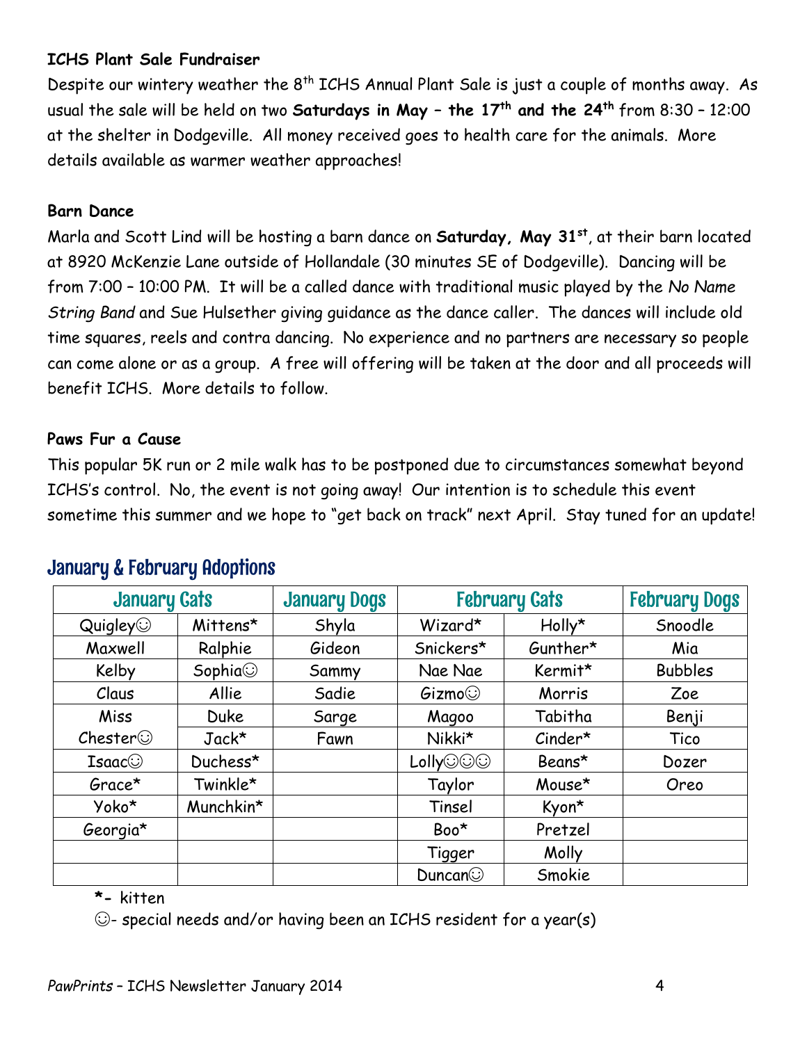**ICHS Plant Sale Fundraiser**

Despite our wintery weather the 8th ICHS Annual Plant Sale is just a couple of months away. As usual the sale will be held on two **Saturdays in May – the 17th and the 24th** from 8:30 – 12:00 at the shelter in Dodgeville. All money received goes to health care for the animals. More details available as warmer weather approaches!

**Barn Dance**

Marla and Scott Lind will be hosting a barn dance on **Saturday, May 31st**, at their barn located at 8920 McKenzie Lane outside of Hollandale (30 minutes SE of Dodgeville). Dancing will be from 7:00 – 10:00 PM. It will be a called dance with traditional music played by the *No Name String Band* and Sue Hulsether giving guidance as the dance caller. The dances will include old time squares, reels and contra dancing. No experience and no partners are necessary so people can come alone or as a group. A free will offering will be taken at the door and all proceeds will benefit ICHS. More details to follow.

**Paws Fur a Cause**

This popular 5K run or 2 mile walk has to be postponed due to circumstances somewhat beyond ICHS's control. No, the event is not going away! Our intention is to schedule this event sometime this summer and we hope to "get back on track" next April. Stay tuned for an update!

## January & February Adoptions

| January Cats | | January Dogs | February Cats | | February Dogs |
|---|---|---|---|---|---|
| Quigley☺ | Mittens* | Shyla | Wizard* | Holly* | Snoodle |
| Maxwell | Ralphie | Gideon | Snickers* | Gunther* | Mia |
| Kelby | Sophia☺ | Sammy | Nae Nae | Kermit* | Bubbles |
| Claus | Allie | Sadie | Gizmo☺ | Morris | Zoe |
| Miss | Duke | Sarge | Magoo | Tabitha | Benji |
| Chester☺ | Jack* | Fawn | Nikki* | Cinder* | Tico |
| Isaac☺ | Duchess* | | Lolly☺☺☺ | Beans* | Dozer |
| Grace* | Twinkle* | | Taylor | Mouse* | Oreo |
| Yoko* | Munchkin* | | Tinsel | Kyon* | |
| Georgia* | | | Boo* | Pretzel | |
| | | | Tigger | Molly | |
| | | | Duncan☺ | Smokie | |

**\*-** kitten

☺- special needs and/or having been an ICHS resident for a year(s)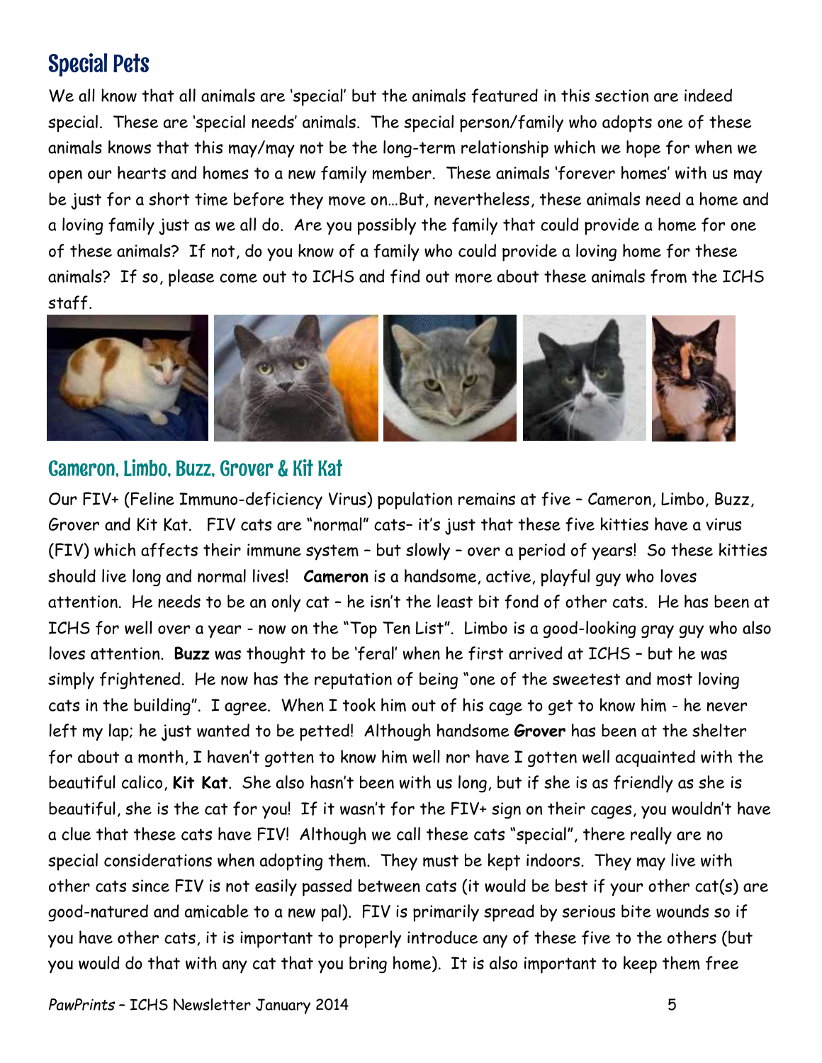# Special Pets

We all know that all animals are 'special' but the animals featured in this section are indeed special. These are 'special needs' animals. The special person/family who adopts one of these animals knows that this may/may not be the long-term relationship which we hope for when we open our hearts and homes to a new family member. These animals 'forever homes' with us may be just for a short time before they move on…But, nevertheless, these animals need a home and a loving family just as we all do. Are you possibly the family that could provide a home for one of these animals? If not, do you know of a family who could provide a loving home for these animals? If so, please come out to ICHS and find out more about these animals from the ICHS staff.

## Cameron, Limbo, Buzz, Grover & Kit Kat

Our FIV+ (Feline Immuno-deficiency Virus) population remains at five – Cameron, Limbo, Buzz, Grover and Kit Kat. FIV cats are "normal" cats– it's just that these five kitties have a virus (FIV) which affects their immune system – but slowly – over a period of years! So these kitties should live long and normal lives! **Cameron** is a handsome, active, playful guy who loves attention. He needs to be an only cat – he isn't the least bit fond of other cats. He has been at ICHS for well over a year - now on the "Top Ten List". Limbo is a good-looking gray guy who also loves attention. **Buzz** was thought to be 'feral' when he first arrived at ICHS – but he was simply frightened. He now has the reputation of being "one of the sweetest and most loving cats in the building". I agree. When I took him out of his cage to get to know him - he never left my lap; he just wanted to be petted! Although handsome **Grover** has been at the shelter for about a month, I haven't gotten to know him well nor have I gotten well acquainted with the beautiful calico, **Kit Kat**. She also hasn't been with us long, but if she is as friendly as she is beautiful, she is the cat for you! If it wasn't for the FIV+ sign on their cages, you wouldn't have a clue that these cats have FIV! Although we call these cats "special", there really are no special considerations when adopting them. They must be kept indoors. They may live with other cats since FIV is not easily passed between cats (it would be best if your other cat(s) are good-natured and amicable to a new pal). FIV is primarily spread by serious bite wounds so if you have other cats, it is important to properly introduce any of these five to the others (but you would do that with any cat that you bring home). It is also important to keep them free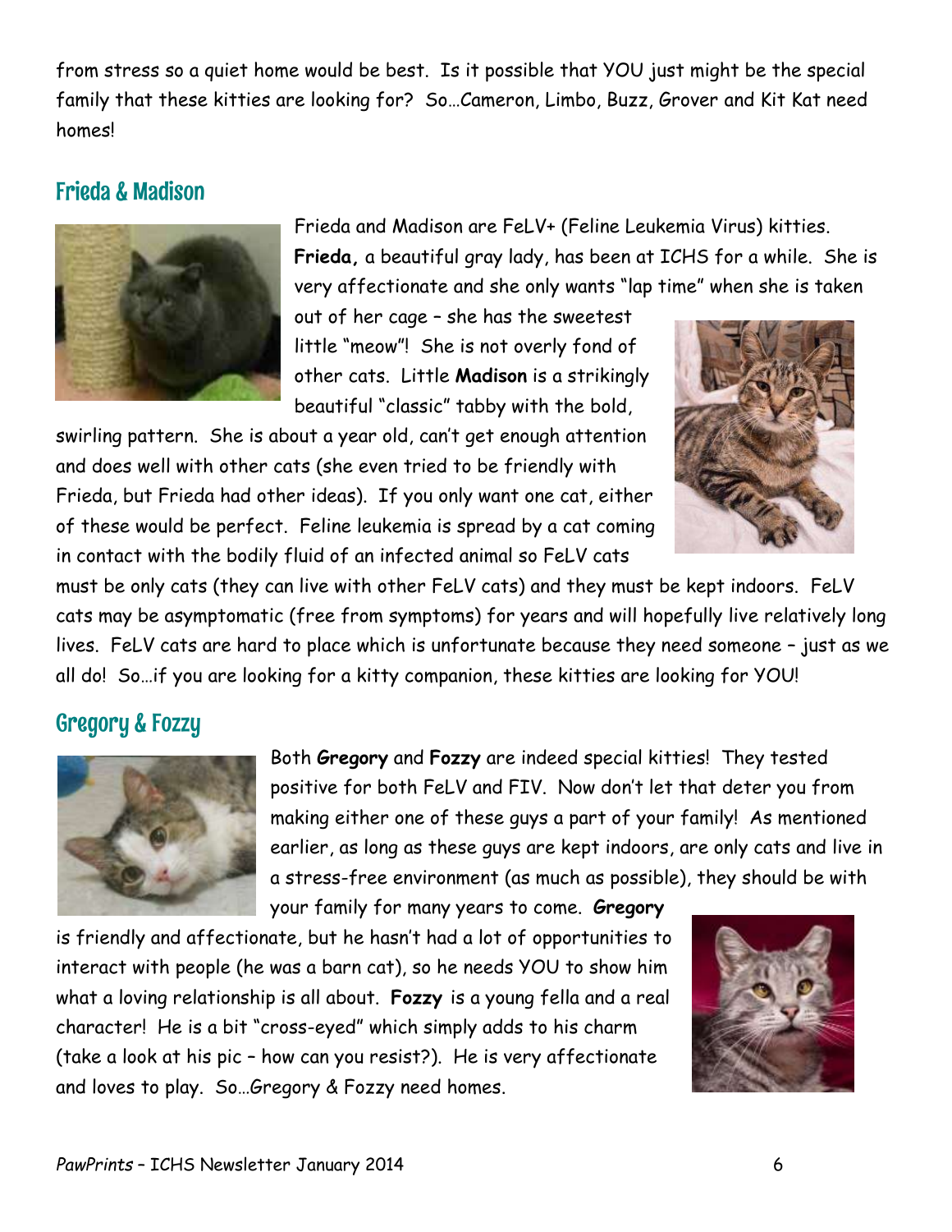from stress so a quiet home would be best. Is it possible that YOU just might be the special family that these kitties are looking for? So…Cameron, Limbo, Buzz, Grover and Kit Kat need homes!

## Frieda & Madison

Frieda and Madison are FeLV+ (Feline Leukemia Virus) kitties. **Frieda,** a beautiful gray lady, has been at ICHS for a while. She is very affectionate and she only wants "lap time" when she is taken out of her cage – she has the sweetest little "meow"! She is not overly fond of other cats. Little **Madison** is a strikingly beautiful "classic" tabby with the bold, swirling pattern. She is about a year old, can't get enough attention and does well with other cats (she even tried to be friendly with Frieda, but Frieda had other ideas). If you only want one cat, either of these would be perfect. Feline leukemia is spread by a cat coming in contact with the bodily fluid of an infected animal so FeLV cats must be only cats (they can live with other FeLV cats) and they must be kept indoors. FeLV cats may be asymptomatic (free from symptoms) for years and will hopefully live relatively long lives. FeLV cats are hard to place which is unfortunate because they need someone – just as we all do! So…if you are looking for a kitty companion, these kitties are looking for YOU!

## Gregory & Fozzy

Both **Gregory** and **Fozzy** are indeed special kitties! They tested positive for both FeLV and FIV. Now don't let that deter you from making either one of these guys a part of your family! As mentioned earlier, as long as these guys are kept indoors, are only cats and live in a stress-free environment (as much as possible), they should be with your family for many years to come. **Gregory** is friendly and affectionate, but he hasn't had a lot of opportunities to interact with people (he was a barn cat), so he needs YOU to show him what a loving relationship is all about. **Fozzy** is a young fella and a real character! He is a bit "cross-eyed" which simply adds to his charm (take a look at his pic – how can you resist?). He is very affectionate and loves to play. So…Gregory & Fozzy need homes.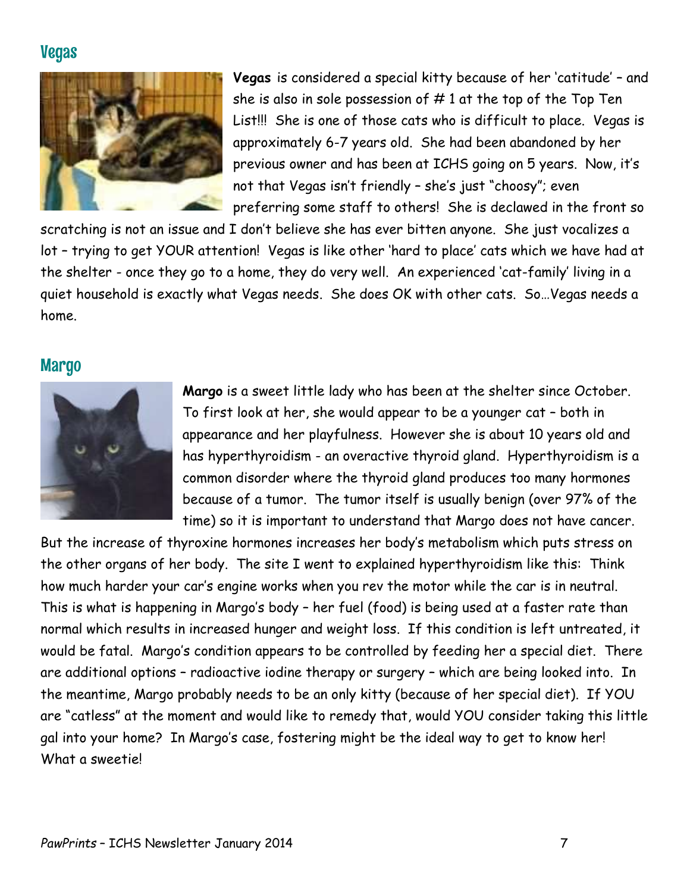## Vegas

**Vegas** is considered a special kitty because of her 'catitude' – and she is also in sole possession of # 1 at the top of the Top Ten List!!! She is one of those cats who is difficult to place. Vegas is approximately 6-7 years old. She had been abandoned by her previous owner and has been at ICHS going on 5 years. Now, it's not that Vegas isn't friendly – she's just "choosy"; even preferring some staff to others! She is declawed in the front so scratching is not an issue and I don't believe she has ever bitten anyone. She just vocalizes a lot – trying to get YOUR attention! Vegas is like other 'hard to place' cats which we have had at the shelter - once they go to a home, they do very well. An experienced 'cat-family' living in a quiet household is exactly what Vegas needs. She does OK with other cats. So…Vegas needs a home.

## Margo

**Margo** is a sweet little lady who has been at the shelter since October. To first look at her, she would appear to be a younger cat – both in appearance and her playfulness. However she is about 10 years old and has hyperthyroidism - an overactive thyroid gland. Hyperthyroidism is a common disorder where the thyroid gland produces too many hormones because of a tumor. The tumor itself is usually benign (over 97% of the time) so it is important to understand that Margo does not have cancer. But the increase of thyroxine hormones increases her body's metabolism which puts stress on the other organs of her body. The site I went to explained hyperthyroidism like this: Think how much harder your car's engine works when you rev the motor while the car is in neutral. This is what is happening in Margo's body – her fuel (food) is being used at a faster rate than normal which results in increased hunger and weight loss. If this condition is left untreated, it would be fatal. Margo's condition appears to be controlled by feeding her a special diet. There are additional options – radioactive iodine therapy or surgery – which are being looked into. In the meantime, Margo probably needs to be an only kitty (because of her special diet). If YOU are "catless" at the moment and would like to remedy that, would YOU consider taking this little gal into your home? In Margo's case, fostering might be the ideal way to get to know her! What a sweetie!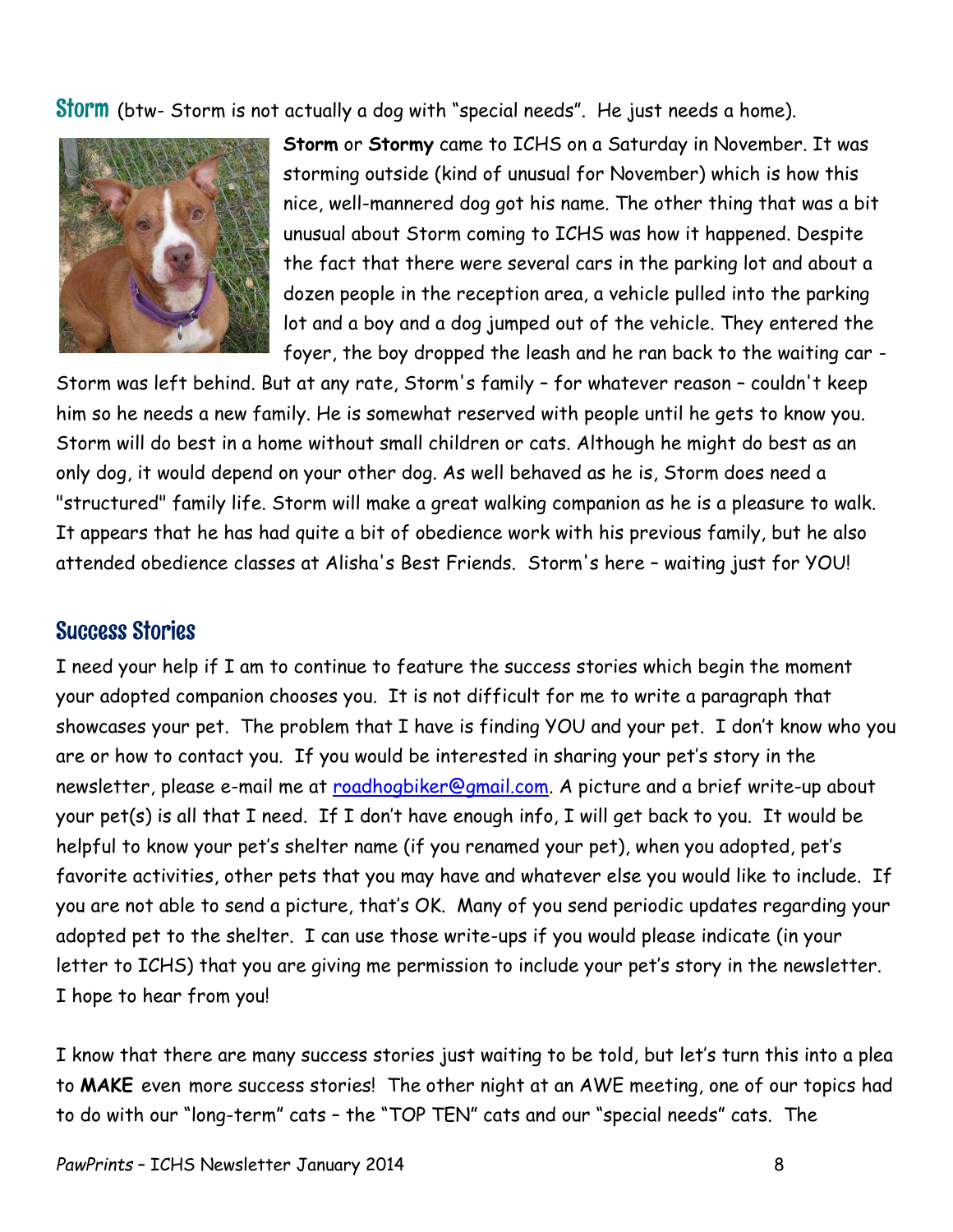## Storm (btw- Storm is not actually a dog with "special needs". He just needs a home).

**Storm** or **Stormy** came to ICHS on a Saturday in November. It was storming outside (kind of unusual for November) which is how this nice, well-mannered dog got his name. The other thing that was a bit unusual about Storm coming to ICHS was how it happened. Despite the fact that there were several cars in the parking lot and about a dozen people in the reception area, a vehicle pulled into the parking lot and a boy and a dog jumped out of the vehicle. They entered the foyer, the boy dropped the leash and he ran back to the waiting car - Storm was left behind. But at any rate, Storm's family – for whatever reason – couldn't keep him so he needs a new family. He is somewhat reserved with people until he gets to know you. Storm will do best in a home without small children or cats. Although he might do best as an only dog, it would depend on your other dog. As well behaved as he is, Storm does need a "structured" family life. Storm will make a great walking companion as he is a pleasure to walk. It appears that he has had quite a bit of obedience work with his previous family, but he also attended obedience classes at Alisha's Best Friends. Storm's here – waiting just for YOU!

## Success Stories

I need your help if I am to continue to feature the success stories which begin the moment your adopted companion chooses you. It is not difficult for me to write a paragraph that showcases your pet. The problem that I have is finding YOU and your pet. I don't know who you are or how to contact you. If you would be interested in sharing your pet's story in the newsletter, please e-mail me at roadhogbiker@gmail.com. A picture and a brief write-up about your pet(s) is all that I need. If I don't have enough info, I will get back to you. It would be helpful to know your pet's shelter name (if you renamed your pet), when you adopted, pet's favorite activities, other pets that you may have and whatever else you would like to include. If you are not able to send a picture, that's OK. Many of you send periodic updates regarding your adopted pet to the shelter. I can use those write-ups if you would please indicate (in your letter to ICHS) that you are giving me permission to include your pet's story in the newsletter. I hope to hear from you!

I know that there are many success stories just waiting to be told, but let's turn this into a plea to **MAKE** even more success stories! The other night at an AWE meeting, one of our topics had to do with our "long-term" cats – the "TOP TEN" cats and our "special needs" cats. The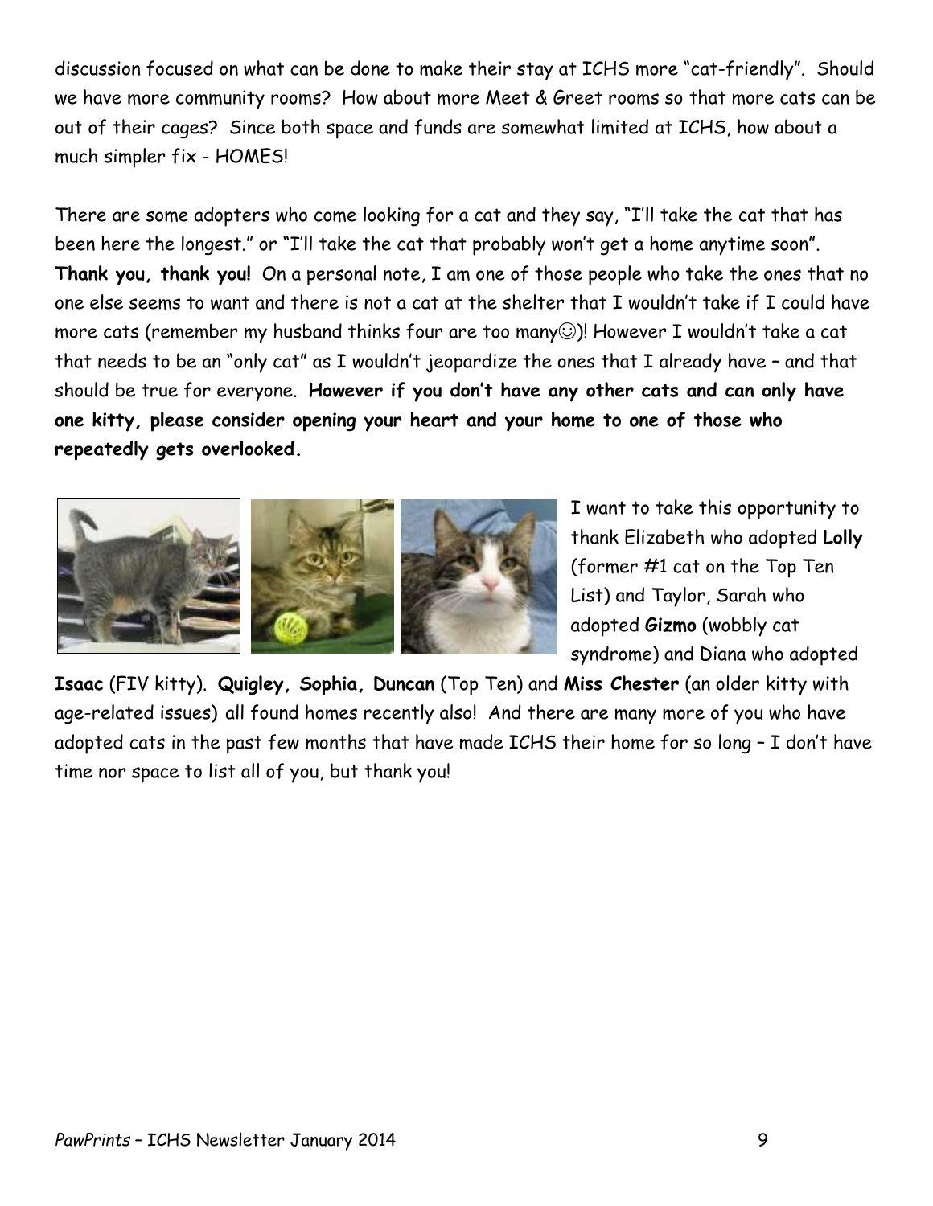discussion focused on what can be done to make their stay at ICHS more "cat-friendly". Should we have more community rooms? How about more Meet & Greet rooms so that more cats can be out of their cages? Since both space and funds are somewhat limited at ICHS, how about a much simpler fix - HOMES!

There are some adopters who come looking for a cat and they say, "I'll take the cat that has been here the longest." or "I'll take the cat that probably won't get a home anytime soon". **Thank you, thank you!** On a personal note, I am one of those people who take the ones that no one else seems to want and there is not a cat at the shelter that I wouldn't take if I could have more cats (remember my husband thinks four are too many☺)! However I wouldn't take a cat that needs to be an "only cat" as I wouldn't jeopardize the ones that I already have – and that should be true for everyone. **However if you don't have any other cats and can only have one kitty, please consider opening your heart and your home to one of those who repeatedly gets overlooked.**

I want to take this opportunity to thank Elizabeth who adopted **Lolly** (former #1 cat on the Top Ten List) and Taylor, Sarah who adopted **Gizmo** (wobbly cat syndrome) and Diana who adopted **Isaac** (FIV kitty). **Quigley, Sophia, Duncan** (Top Ten) and **Miss Chester** (an older kitty with age-related issues) all found homes recently also! And there are many more of you who have adopted cats in the past few months that have made ICHS their home for so long – I don't have time nor space to list all of you, but thank you!